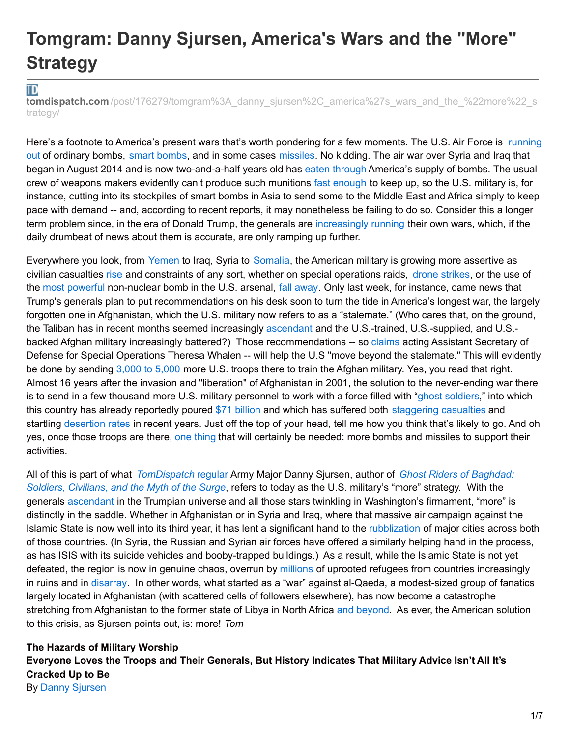# Tomgram: Danny Sjursen, America's Wars and the "More" Strategy

**tomdispatch.com**/post/176279/tomgram%3A_danny_sjursen%2C_america%27s_wars_and_the_%22more%22_strategy/

Here's a footnote to America's present wars that's worth pondering for a few moments. The U.S. Air Force is running out of ordinary bombs, smart bombs, and in some cases missiles. No kidding. The air war over Syria and Iraq that began in August 2014 and is now two-and-a-half years old has eaten through America's supply of bombs. The usual crew of weapons makers evidently can't produce such munitions fast enough to keep up, so the U.S. military is, for instance, cutting into its stockpiles of smart bombs in Asia to send some to the Middle East and Africa simply to keep pace with demand -- and, according to recent reports, it may nonetheless be failing to do so. Consider this a longer term problem since, in the era of Donald Trump, the generals are increasingly running their own wars, which, if the daily drumbeat of news about them is accurate, are only ramping up further.

Everywhere you look, from Yemen to Iraq, Syria to Somalia, the American military is growing more assertive as civilian casualties rise and constraints of any sort, whether on special operations raids, drone strikes, or the use of the most powerful non-nuclear bomb in the U.S. arsenal, fall away. Only last week, for instance, came news that Trump's generals plan to put recommendations on his desk soon to turn the tide in America's longest war, the largely forgotten one in Afghanistan, which the U.S. military now refers to as a "stalemate." (Who cares that, on the ground, the Taliban has in recent months seemed increasingly ascendant and the U.S.-trained, U.S.-supplied, and U.S.-backed Afghan military increasingly battered?) Those recommendations -- so claims acting Assistant Secretary of Defense for Special Operations Theresa Whalen -- will help the U.S "move beyond the stalemate." This will evidently be done by sending 3,000 to 5,000 more U.S. troops there to train the Afghan military. Yes, you read that right. Almost 16 years after the invasion and "liberation" of Afghanistan in 2001, the solution to the never-ending war there is to send in a few thousand more U.S. military personnel to work with a force filled with "ghost soldiers," into which this country has already reportedly poured $71 billion and which has suffered both staggering casualties and startling desertion rates in recent years. Just off the top of your head, tell me how you think that's likely to go. And oh yes, once those troops are there, one thing that will certainly be needed: more bombs and missiles to support their activities.

All of this is part of what *TomDispatch* regular Army Major Danny Sjursen, author of *Ghost Riders of Baghdad: Soldiers, Civilians, and the Myth of the Surge*, refers to today as the U.S. military's "more" strategy. With the generals ascendant in the Trumpian universe and all those stars twinkling in Washington's firmament, "more" is distinctly in the saddle. Whether in Afghanistan or in Syria and Iraq, where that massive air campaign against the Islamic State is now well into its third year, it has lent a significant hand to the rubblization of major cities across both of those countries. (In Syria, the Russian and Syrian air forces have offered a similarly helping hand in the process, as has ISIS with its suicide vehicles and booby-trapped buildings.) As a result, while the Islamic State is not yet defeated, the region is now in genuine chaos, overrun by millions of uprooted refugees from countries increasingly in ruins and in disarray. In other words, what started as a "war" against al-Qaeda, a modest-sized group of fanatics largely located in Afghanistan (with scattered cells of followers elsewhere), has now become a catastrophe stretching from Afghanistan to the former state of Libya in North Africa and beyond. As ever, the American solution to this crisis, as Sjursen points out, is: more! *Tom*

**The Hazards of Military Worship**
**Everyone Loves the Troops and Their Generals, But History Indicates That Military Advice Isn't All It's Cracked Up to Be**
By Danny Sjursen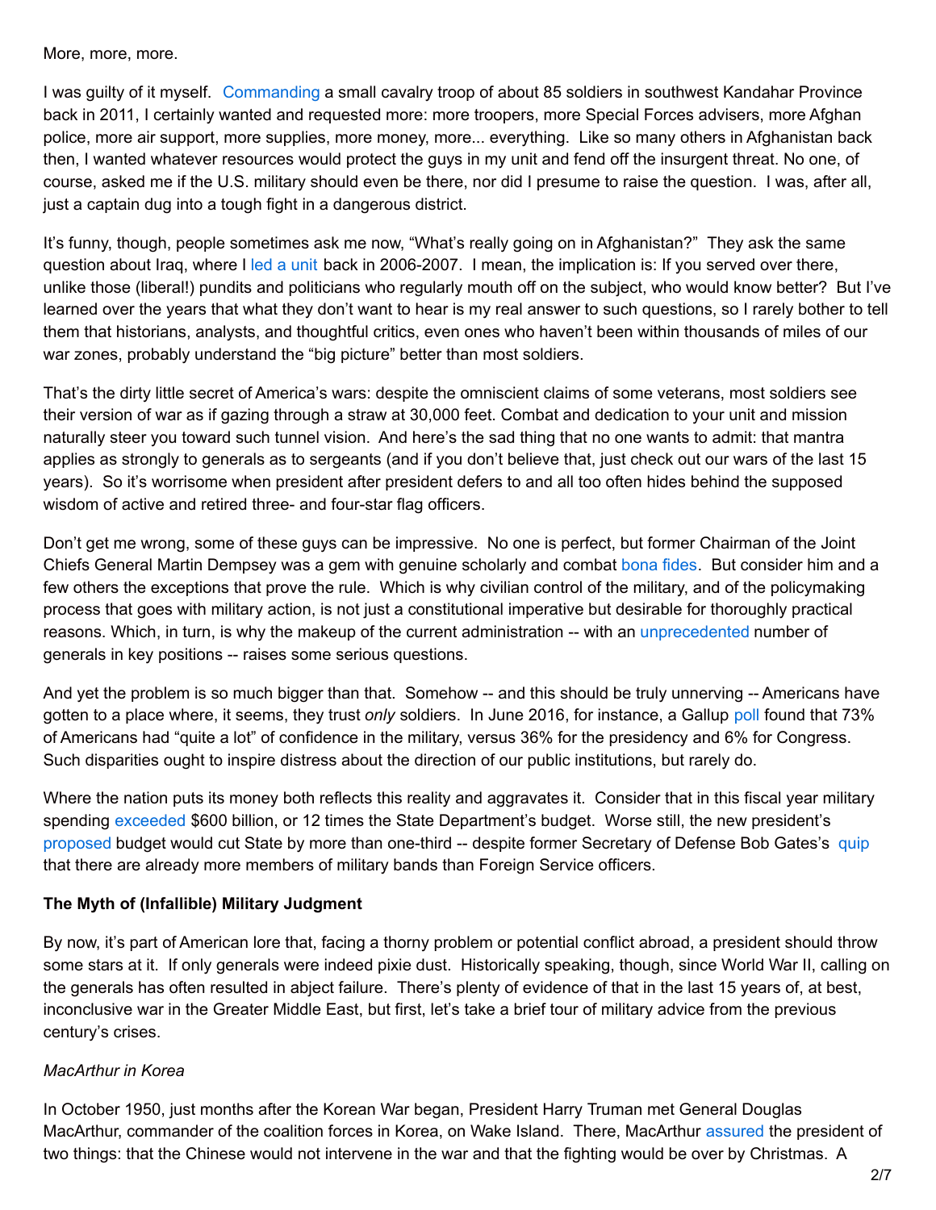More, more, more.

I was guilty of it myself. Commanding a small cavalry troop of about 85 soldiers in southwest Kandahar Province back in 2011, I certainly wanted and requested more: more troopers, more Special Forces advisers, more Afghan police, more air support, more supplies, more money, more... everything. Like so many others in Afghanistan back then, I wanted whatever resources would protect the guys in my unit and fend off the insurgent threat. No one, of course, asked me if the U.S. military should even be there, nor did I presume to raise the question. I was, after all, just a captain dug into a tough fight in a dangerous district.

It's funny, though, people sometimes ask me now, "What's really going on in Afghanistan?" They ask the same question about Iraq, where I led a unit back in 2006-2007. I mean, the implication is: If you served over there, unlike those (liberal!) pundits and politicians who regularly mouth off on the subject, who would know better? But I've learned over the years that what they don't want to hear is my real answer to such questions, so I rarely bother to tell them that historians, analysts, and thoughtful critics, even ones who haven't been within thousands of miles of our war zones, probably understand the "big picture" better than most soldiers.

That's the dirty little secret of America's wars: despite the omniscient claims of some veterans, most soldiers see their version of war as if gazing through a straw at 30,000 feet. Combat and dedication to your unit and mission naturally steer you toward such tunnel vision. And here's the sad thing that no one wants to admit: that mantra applies as strongly to generals as to sergeants (and if you don't believe that, just check out our wars of the last 15 years). So it's worrisome when president after president defers to and all too often hides behind the supposed wisdom of active and retired three- and four-star flag officers.

Don't get me wrong, some of these guys can be impressive. No one is perfect, but former Chairman of the Joint Chiefs General Martin Dempsey was a gem with genuine scholarly and combat bona fides. But consider him and a few others the exceptions that prove the rule. Which is why civilian control of the military, and of the policymaking process that goes with military action, is not just a constitutional imperative but desirable for thoroughly practical reasons. Which, in turn, is why the makeup of the current administration -- with an unprecedented number of generals in key positions -- raises some serious questions.

And yet the problem is so much bigger than that. Somehow -- and this should be truly unnerving -- Americans have gotten to a place where, it seems, they trust *only* soldiers. In June 2016, for instance, a Gallup poll found that 73% of Americans had "quite a lot" of confidence in the military, versus 36% for the presidency and 6% for Congress. Such disparities ought to inspire distress about the direction of our public institutions, but rarely do.

Where the nation puts its money both reflects this reality and aggravates it. Consider that in this fiscal year military spending exceeded $600 billion, or 12 times the State Department's budget. Worse still, the new president's proposed budget would cut State by more than one-third -- despite former Secretary of Defense Bob Gates's quip that there are already more members of military bands than Foreign Service officers.

**The Myth of (Infallible) Military Judgment**

By now, it's part of American lore that, facing a thorny problem or potential conflict abroad, a president should throw some stars at it. If only generals were indeed pixie dust. Historically speaking, though, since World War II, calling on the generals has often resulted in abject failure. There's plenty of evidence of that in the last 15 years of, at best, inconclusive war in the Greater Middle East, but first, let's take a brief tour of military advice from the previous century's crises.

*MacArthur in Korea*

In October 1950, just months after the Korean War began, President Harry Truman met General Douglas MacArthur, commander of the coalition forces in Korea, on Wake Island. There, MacArthur assured the president of two things: that the Chinese would not intervene in the war and that the fighting would be over by Christmas. A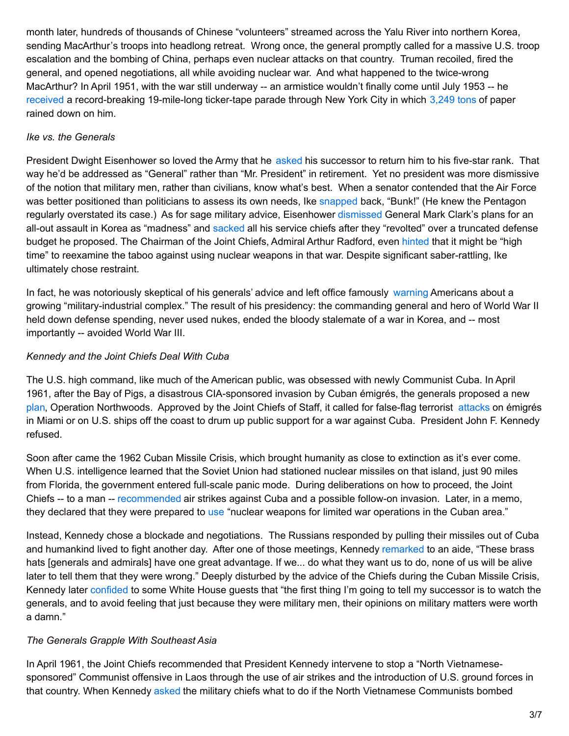month later, hundreds of thousands of Chinese "volunteers" streamed across the Yalu River into northern Korea, sending MacArthur's troops into headlong retreat. Wrong once, the general promptly called for a massive U.S. troop escalation and the bombing of China, perhaps even nuclear attacks on that country. Truman recoiled, fired the general, and opened negotiations, all while avoiding nuclear war. And what happened to the twice-wrong MacArthur? In April 1951, with the war still underway -- an armistice wouldn't finally come until July 1953 -- he received a record-breaking 19-mile-long ticker-tape parade through New York City in which 3,249 tons of paper rained down on him.

*Ike vs. the Generals*

President Dwight Eisenhower so loved the Army that he asked his successor to return him to his five-star rank. That way he'd be addressed as "General" rather than "Mr. President" in retirement. Yet no president was more dismissive of the notion that military men, rather than civilians, know what's best. When a senator contended that the Air Force was better positioned than politicians to assess its own needs, Ike snapped back, "Bunk!" (He knew the Pentagon regularly overstated its case.) As for sage military advice, Eisenhower dismissed General Mark Clark's plans for an all-out assault in Korea as "madness" and sacked all his service chiefs after they "revolted" over a truncated defense budget he proposed. The Chairman of the Joint Chiefs, Admiral Arthur Radford, even hinted that it might be "high time" to reexamine the taboo against using nuclear weapons in that war. Despite significant saber-rattling, Ike ultimately chose restraint.

In fact, he was notoriously skeptical of his generals' advice and left office famously warning Americans about a growing "military-industrial complex." The result of his presidency: the commanding general and hero of World War II held down defense spending, never used nukes, ended the bloody stalemate of a war in Korea, and -- most importantly -- avoided World War III.

*Kennedy and the Joint Chiefs Deal With Cuba*

The U.S. high command, like much of the American public, was obsessed with newly Communist Cuba. In April 1961, after the Bay of Pigs, a disastrous CIA-sponsored invasion by Cuban émigrés, the generals proposed a new plan, Operation Northwoods. Approved by the Joint Chiefs of Staff, it called for false-flag terrorist attacks on émigrés in Miami or on U.S. ships off the coast to drum up public support for a war against Cuba. President John F. Kennedy refused.

Soon after came the 1962 Cuban Missile Crisis, which brought humanity as close to extinction as it's ever come. When U.S. intelligence learned that the Soviet Union had stationed nuclear missiles on that island, just 90 miles from Florida, the government entered full-scale panic mode. During deliberations on how to proceed, the Joint Chiefs -- to a man -- recommended air strikes against Cuba and a possible follow-on invasion. Later, in a memo, they declared that they were prepared to use "nuclear weapons for limited war operations in the Cuban area."

Instead, Kennedy chose a blockade and negotiations. The Russians responded by pulling their missiles out of Cuba and humankind lived to fight another day. After one of those meetings, Kennedy remarked to an aide, "These brass hats [generals and admirals] have one great advantage. If we... do what they want us to do, none of us will be alive later to tell them that they were wrong." Deeply disturbed by the advice of the Chiefs during the Cuban Missile Crisis, Kennedy later confided to some White House guests that "the first thing I'm going to tell my successor is to watch the generals, and to avoid feeling that just because they were military men, their opinions on military matters were worth a damn."

*The Generals Grapple With Southeast Asia*

In April 1961, the Joint Chiefs recommended that President Kennedy intervene to stop a "North Vietnamese-sponsored" Communist offensive in Laos through the use of air strikes and the introduction of U.S. ground forces in that country. When Kennedy asked the military chiefs what to do if the North Vietnamese Communists bombed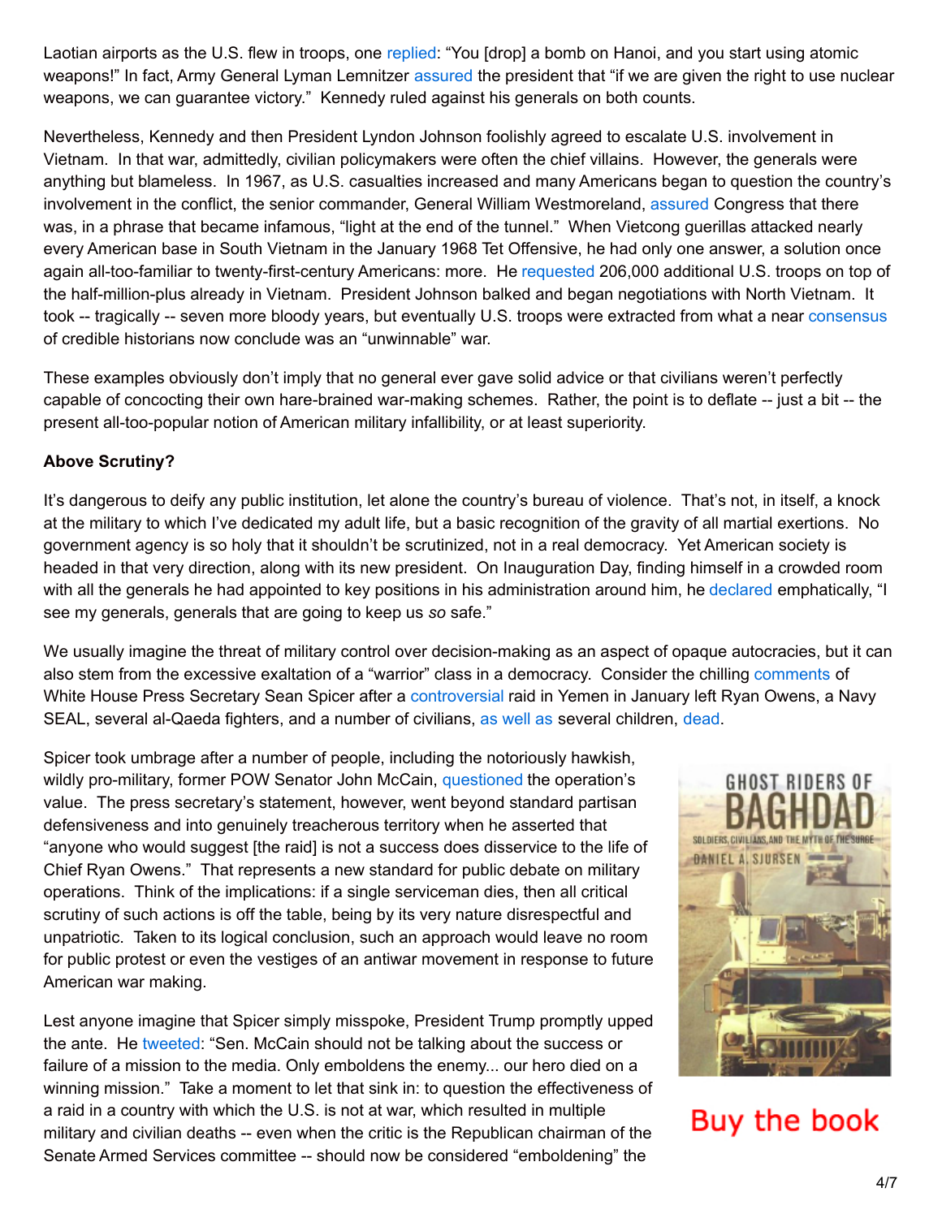Laotian airports as the U.S. flew in troops, one replied: "You [drop] a bomb on Hanoi, and you start using atomic weapons!" In fact, Army General Lyman Lemnitzer assured the president that "if we are given the right to use nuclear weapons, we can guarantee victory." Kennedy ruled against his generals on both counts.

Nevertheless, Kennedy and then President Lyndon Johnson foolishly agreed to escalate U.S. involvement in Vietnam. In that war, admittedly, civilian policymakers were often the chief villains. However, the generals were anything but blameless. In 1967, as U.S. casualties increased and many Americans began to question the country's involvement in the conflict, the senior commander, General William Westmoreland, assured Congress that there was, in a phrase that became infamous, "light at the end of the tunnel." When Vietcong guerillas attacked nearly every American base in South Vietnam in the January 1968 Tet Offensive, he had only one answer, a solution once again all-too-familiar to twenty-first-century Americans: more. He requested 206,000 additional U.S. troops on top of the half-million-plus already in Vietnam. President Johnson balked and began negotiations with North Vietnam. It took -- tragically -- seven more bloody years, but eventually U.S. troops were extracted from what a near consensus of credible historians now conclude was an "unwinnable" war.

These examples obviously don't imply that no general ever gave solid advice or that civilians weren't perfectly capable of concocting their own hare-brained war-making schemes. Rather, the point is to deflate -- just a bit -- the present all-too-popular notion of American military infallibility, or at least superiority.

**Above Scrutiny?**

It's dangerous to deify any public institution, let alone the country's bureau of violence. That's not, in itself, a knock at the military to which I've dedicated my adult life, but a basic recognition of the gravity of all martial exertions. No government agency is so holy that it shouldn't be scrutinized, not in a real democracy. Yet American society is headed in that very direction, along with its new president. On Inauguration Day, finding himself in a crowded room with all the generals he had appointed to key positions in his administration around him, he declared emphatically, "I see my generals, generals that are going to keep us *so* safe."

We usually imagine the threat of military control over decision-making as an aspect of opaque autocracies, but it can also stem from the excessive exaltation of a "warrior" class in a democracy. Consider the chilling comments of White House Press Secretary Sean Spicer after a controversial raid in Yemen in January left Ryan Owens, a Navy SEAL, several al-Qaeda fighters, and a number of civilians, as well as several children, dead.

Spicer took umbrage after a number of people, including the notoriously hawkish, wildly pro-military, former POW Senator John McCain, questioned the operation's value. The press secretary's statement, however, went beyond standard partisan defensiveness and into genuinely treacherous territory when he asserted that "anyone who would suggest [the raid] is not a success does disservice to the life of Chief Ryan Owens." That represents a new standard for public debate on military operations. Think of the implications: if a single serviceman dies, then all critical scrutiny of such actions is off the table, being by its very nature disrespectful and unpatriotic. Taken to its logical conclusion, such an approach would leave no room for public protest or even the vestiges of an antiwar movement in response to future American war making.

Lest anyone imagine that Spicer simply misspoke, President Trump promptly upped the ante. He tweeted: "Sen. McCain should not be talking about the success or failure of a mission to the media. Only emboldens the enemy... our hero died on a winning mission." Take a moment to let that sink in: to question the effectiveness of a raid in a country with which the U.S. is not at war, which resulted in multiple military and civilian deaths -- even when the critic is the Republican chairman of the Senate Armed Services committee -- should now be considered "emboldening" the

GHOST RIDERS OF BAGHDAD
SOLDIERS, CIVILIANS, AND THE MYTH OF THE SURGE
DANIEL A. SJURSEN

Buy the book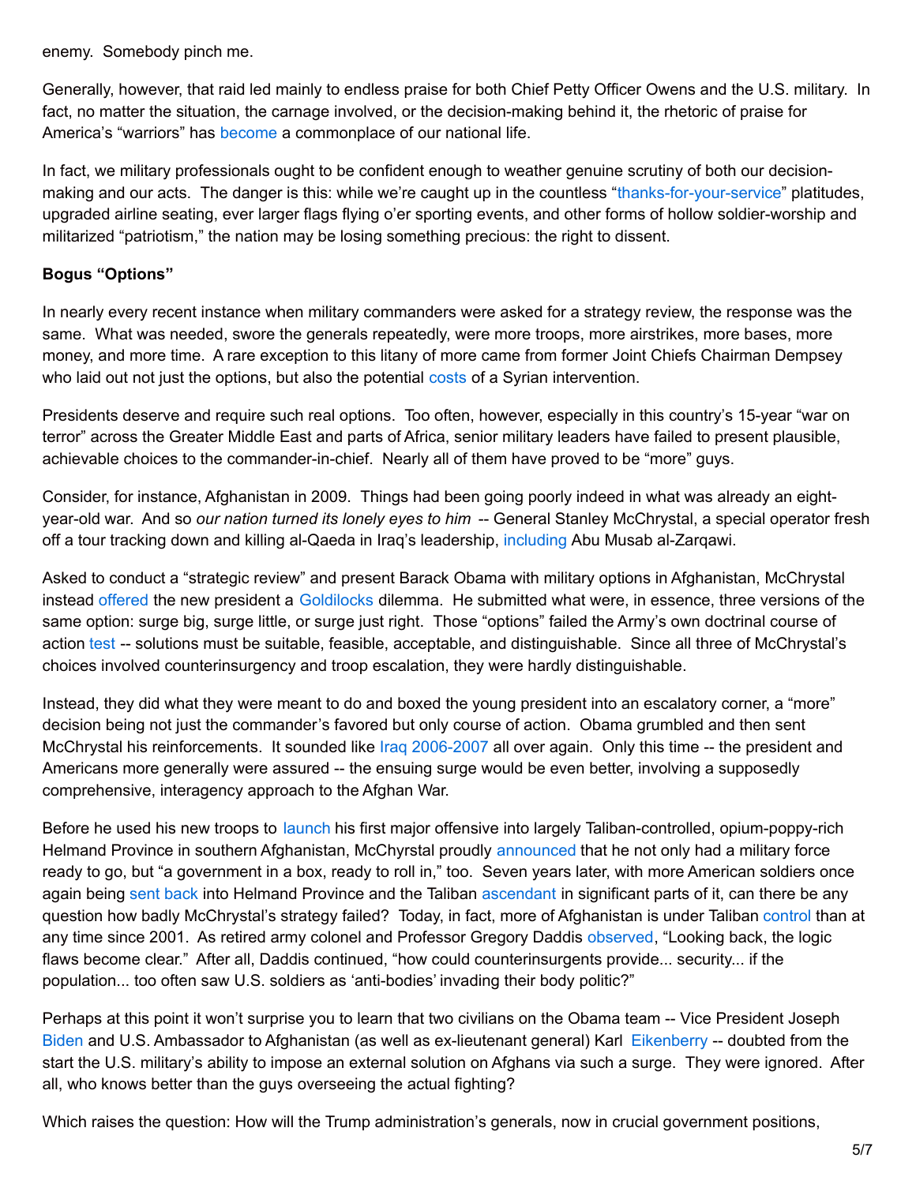enemy.  Somebody pinch me.

Generally, however, that raid led mainly to endless praise for both Chief Petty Officer Owens and the U.S. military.  In fact, no matter the situation, the carnage involved, or the decision-making behind it, the rhetoric of praise for America's "warriors" has become a commonplace of our national life.

In fact, we military professionals ought to be confident enough to weather genuine scrutiny of both our decision-making and our acts.  The danger is this: while we're caught up in the countless "thanks-for-your-service" platitudes, upgraded airline seating, ever larger flags flying o'er sporting events, and other forms of hollow soldier-worship and militarized "patriotism," the nation may be losing something precious: the right to dissent.

**Bogus "Options"**

In nearly every recent instance when military commanders were asked for a strategy review, the response was the same.  What was needed, swore the generals repeatedly, were more troops, more airstrikes, more bases, more money, and more time.  A rare exception to this litany of more came from former Joint Chiefs Chairman Dempsey who laid out not just the options, but also the potential costs of a Syrian intervention.

Presidents deserve and require such real options.  Too often, however, especially in this country's 15-year "war on terror" across the Greater Middle East and parts of Africa, senior military leaders have failed to present plausible, achievable choices to the commander-in-chief.  Nearly all of them have proved to be "more" guys.

Consider, for instance, Afghanistan in 2009.  Things had been going poorly indeed in what was already an eight-year-old war.  And so *our nation turned its lonely eyes to him* -- General Stanley McChrystal, a special operator fresh off a tour tracking down and killing al-Qaeda in Iraq's leadership, including Abu Musab al-Zarqawi.

Asked to conduct a "strategic review" and present Barack Obama with military options in Afghanistan, McChrystal instead offered the new president a Goldilocks dilemma.  He submitted what were, in essence, three versions of the same option: surge big, surge little, or surge just right.  Those "options" failed the Army's own doctrinal course of action test -- solutions must be suitable, feasible, acceptable, and distinguishable.  Since all three of McChrystal's choices involved counterinsurgency and troop escalation, they were hardly distinguishable.

Instead, they did what they were meant to do and boxed the young president into an escalatory corner, a "more" decision being not just the commander's favored but only course of action.  Obama grumbled and then sent McChrystal his reinforcements.  It sounded like Iraq 2006-2007 all over again.  Only this time -- the president and Americans more generally were assured -- the ensuing surge would be even better, involving a supposedly comprehensive, interagency approach to the Afghan War.

Before he used his new troops to launch his first major offensive into largely Taliban-controlled, opium-poppy-rich Helmand Province in southern Afghanistan, McChrystal proudly announced that he not only had a military force ready to go, but "a government in a box, ready to roll in," too.  Seven years later, with more American soldiers once again being sent back into Helmand Province and the Taliban ascendant in significant parts of it, can there be any question how badly McChrystal's strategy failed?  Today, in fact, more of Afghanistan is under Taliban control than at any time since 2001.  As retired army colonel and Professor Gregory Daddis observed, "Looking back, the logic flaws become clear."  After all, Daddis continued, "how could counterinsurgents provide... security... if the population... too often saw U.S. soldiers as 'anti-bodies' invading their body politic?"

Perhaps at this point it won't surprise you to learn that two civilians on the Obama team -- Vice President Joseph Biden and U.S. Ambassador to Afghanistan (as well as ex-lieutenant general) Karl Eikenberry -- doubted from the start the U.S. military's ability to impose an external solution on Afghans via such a surge.  They were ignored.  After all, who knows better than the guys overseeing the actual fighting?

Which raises the question: How will the Trump administration's generals, now in crucial government positions,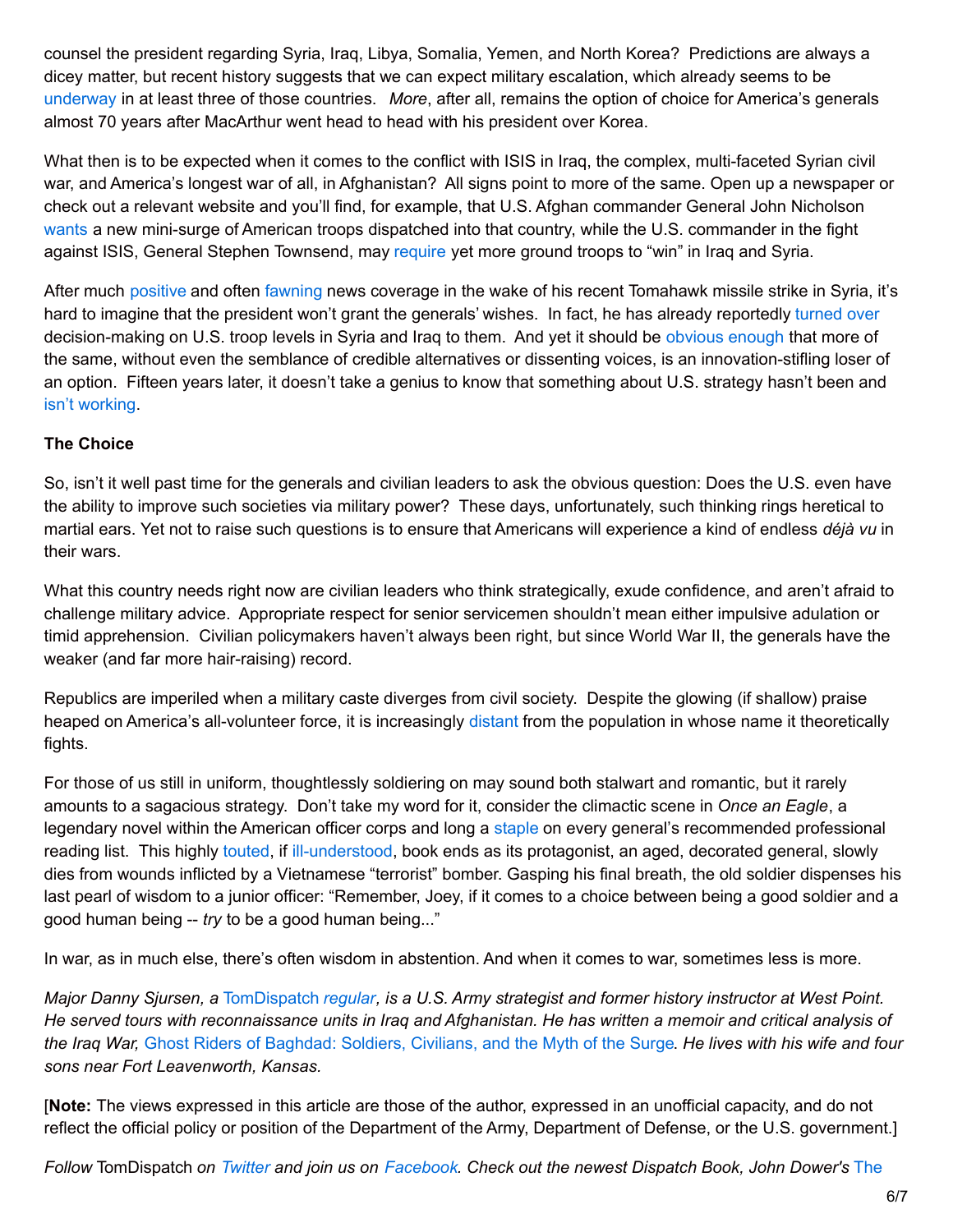counsel the president regarding Syria, Iraq, Libya, Somalia, Yemen, and North Korea? Predictions are always a dicey matter, but recent history suggests that we can expect military escalation, which already seems to be underway in at least three of those countries. *More*, after all, remains the option of choice for America's generals almost 70 years after MacArthur went head to head with his president over Korea.

What then is to be expected when it comes to the conflict with ISIS in Iraq, the complex, multi-faceted Syrian civil war, and America's longest war of all, in Afghanistan? All signs point to more of the same. Open up a newspaper or check out a relevant website and you'll find, for example, that U.S. Afghan commander General John Nicholson wants a new mini-surge of American troops dispatched into that country, while the U.S. commander in the fight against ISIS, General Stephen Townsend, may require yet more ground troops to "win" in Iraq and Syria.

After much positive and often fawning news coverage in the wake of his recent Tomahawk missile strike in Syria, it's hard to imagine that the president won't grant the generals' wishes. In fact, he has already reportedly turned over decision-making on U.S. troop levels in Syria and Iraq to them. And yet it should be obvious enough that more of the same, without even the semblance of credible alternatives or dissenting voices, is an innovation-stifling loser of an option. Fifteen years later, it doesn't take a genius to know that something about U.S. strategy hasn't been and isn't working.

**The Choice**

So, isn't it well past time for the generals and civilian leaders to ask the obvious question: Does the U.S. even have the ability to improve such societies via military power? These days, unfortunately, such thinking rings heretical to martial ears. Yet not to raise such questions is to ensure that Americans will experience a kind of endless *déjà vu* in their wars.

What this country needs right now are civilian leaders who think strategically, exude confidence, and aren't afraid to challenge military advice. Appropriate respect for senior servicemen shouldn't mean either impulsive adulation or timid apprehension. Civilian policymakers haven't always been right, but since World War II, the generals have the weaker (and far more hair-raising) record.

Republics are imperiled when a military caste diverges from civil society. Despite the glowing (if shallow) praise heaped on America's all-volunteer force, it is increasingly distant from the population in whose name it theoretically fights.

For those of us still in uniform, thoughtlessly soldiering on may sound both stalwart and romantic, but it rarely amounts to a sagacious strategy. Don't take my word for it, consider the climactic scene in *Once an Eagle*, a legendary novel within the American officer corps and long a staple on every general's recommended professional reading list. This highly touted, if ill-understood, book ends as its protagonist, an aged, decorated general, slowly dies from wounds inflicted by a Vietnamese "terrorist" bomber. Gasping his final breath, the old soldier dispenses his last pearl of wisdom to a junior officer: "Remember, Joey, if it comes to a choice between being a good soldier and a good human being -- *try* to be a good human being..."

In war, as in much else, there's often wisdom in abstention. And when it comes to war, sometimes less is more.

*Major Danny Sjursen, a TomDispatch regular, is a U.S. Army strategist and former history instructor at West Point. He served tours with reconnaissance units in Iraq and Afghanistan. He has written a memoir and critical analysis of the Iraq War, Ghost Riders of Baghdad: Soldiers, Civilians, and the Myth of the Surge. He lives with his wife and four sons near Fort Leavenworth, Kansas.*

[**Note:** The views expressed in this article are those of the author, expressed in an unofficial capacity, and do not reflect the official policy or position of the Department of the Army, Department of Defense, or the U.S. government.]

*Follow* TomDispatch *on Twitter and join us on Facebook. Check out the newest Dispatch Book, John Dower's* The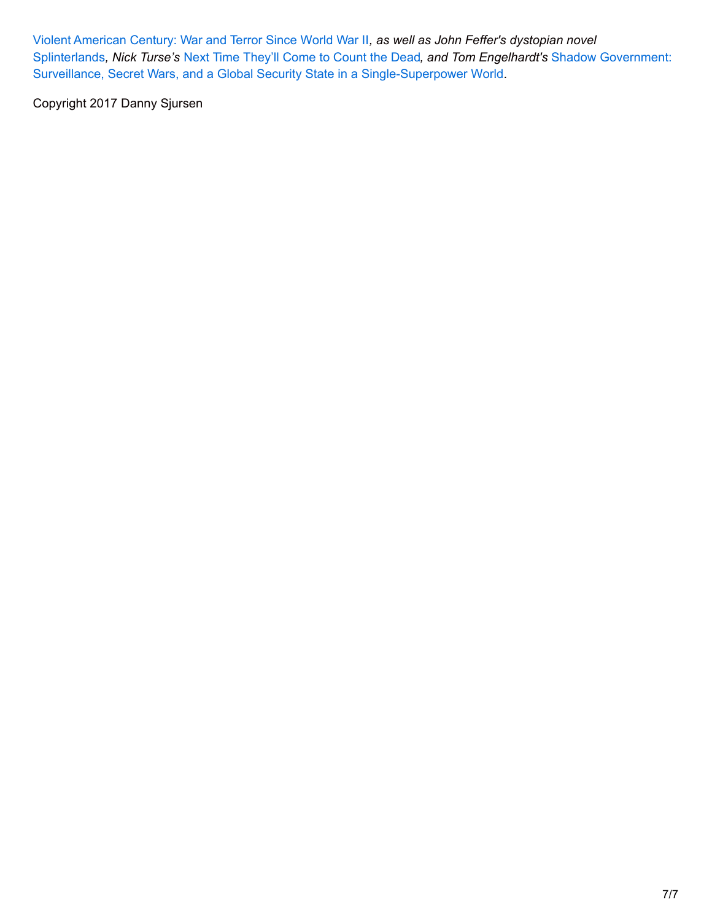Violent American Century: War and Terror Since World War II*, as well as John Feffer's dystopian novel* Splinterlands*, Nick Turse's* Next Time They'll Come to Count the Dead*, and Tom Engelhardt's* Shadow Government: Surveillance, Secret Wars, and a Global Security State in a Single-Superpower World*.*

Copyright 2017 Danny Sjursen